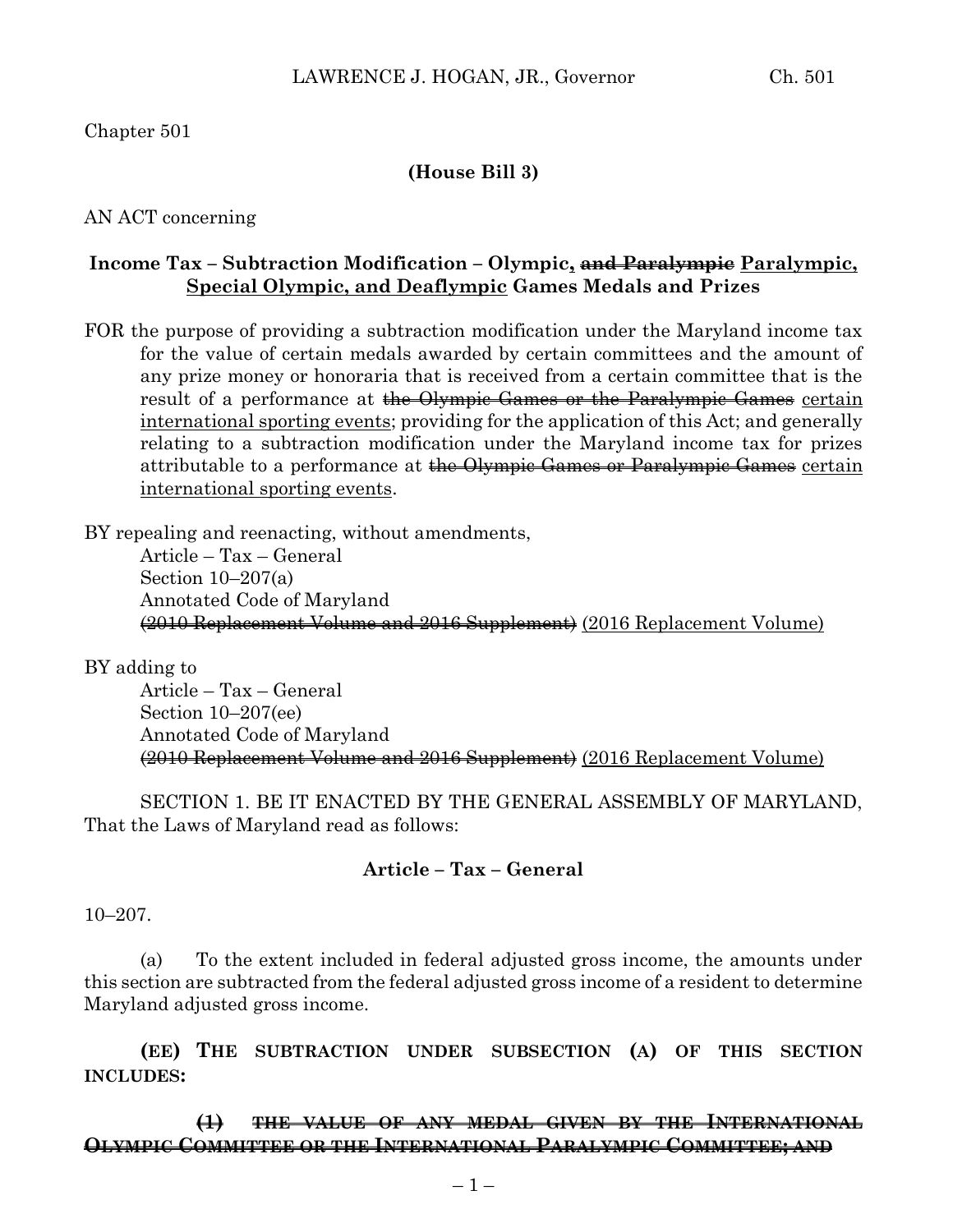Chapter 501

**(House Bill 3)**

AN ACT concerning

## Income Tax – Subtraction Modification – Olympic<u>,</u> ~~and Paralympic~~ <u>Paralympic, Special Olympic, and Deaflympic</u> Games Medals and Prizes

FOR the purpose of providing a subtraction modification under the Maryland income tax for the value of certain medals awarded by certain committees and the amount of any prize money or honoraria that is received from a certain committee that is the result of a performance at ~~the Olympic Games or the Paralympic Games~~ <u>certain international sporting events</u>; providing for the application of this Act; and generally relating to a subtraction modification under the Maryland income tax for prizes attributable to a performance at ~~the Olympic Games or Paralympic Games~~ <u>certain international sporting events</u>.

BY repealing and reenacting, without amendments,
Article – Tax – General
Section 10–207(a)
Annotated Code of Maryland
~~(2010 Replacement Volume and 2016 Supplement)~~ <u>(2016 Replacement Volume)</u>

BY adding to
Article – Tax – General
Section 10–207(ee)
Annotated Code of Maryland
~~(2010 Replacement Volume and 2016 Supplement)~~ <u>(2016 Replacement Volume)</u>

SECTION 1. BE IT ENACTED BY THE GENERAL ASSEMBLY OF MARYLAND, That the Laws of Maryland read as follows:

**Article – Tax – General**

10–207.

(a) To the extent included in federal adjusted gross income, the amounts under this section are subtracted from the federal adjusted gross income of a resident to determine Maryland adjusted gross income.

**(EE) THE SUBTRACTION UNDER SUBSECTION (A) OF THIS SECTION INCLUDES:**

~~**(1) THE VALUE OF ANY MEDAL GIVEN BY THE INTERNATIONAL OLYMPIC COMMITTEE OR THE INTERNATIONAL PARALYMPIC COMMITTEE; AND**~~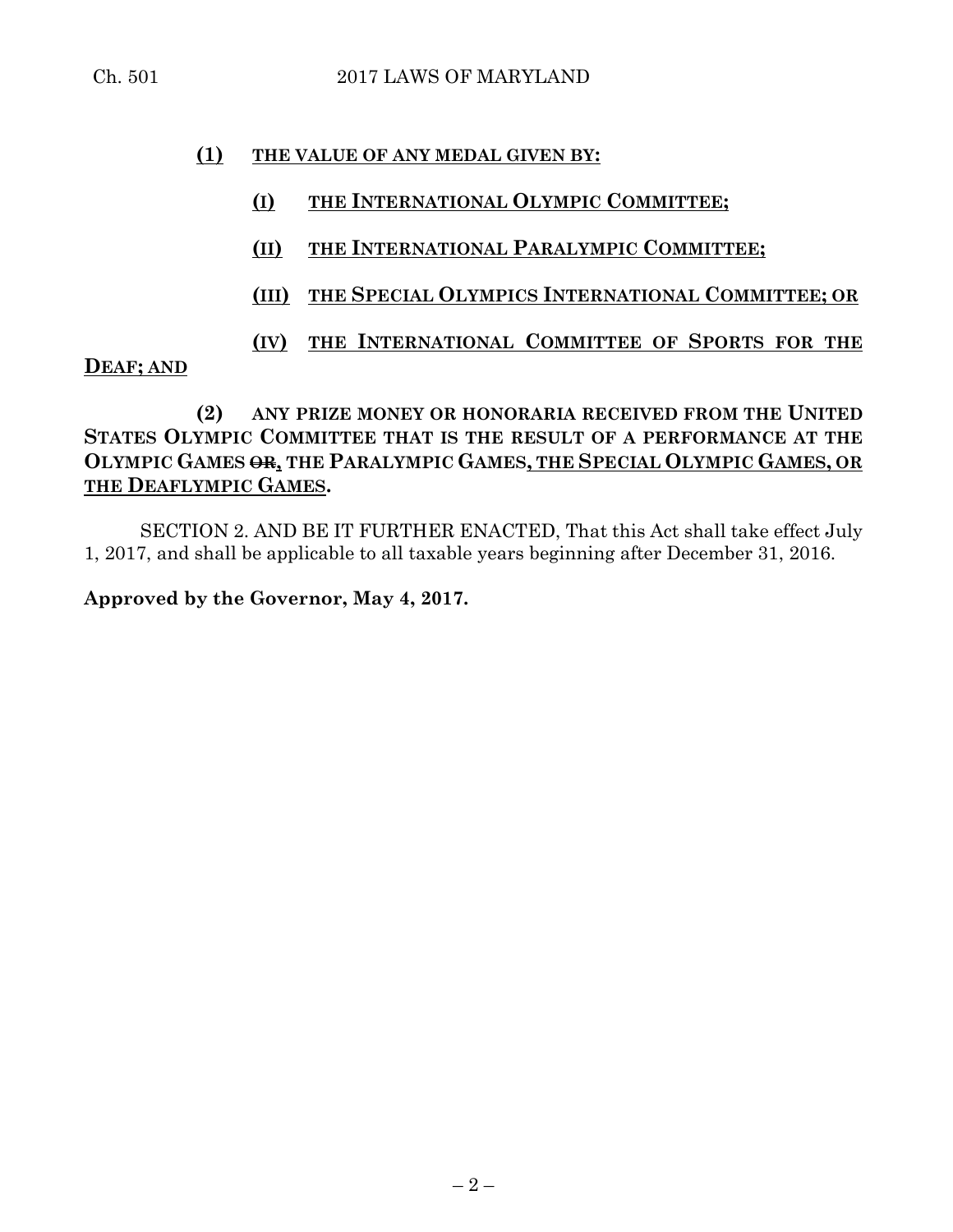**(1) THE VALUE OF ANY MEDAL GIVEN BY:**

**(I) THE INTERNATIONAL OLYMPIC COMMITTEE;**

**(II) THE INTERNATIONAL PARALYMPIC COMMITTEE;**

**(III) THE SPECIAL OLYMPICS INTERNATIONAL COMMITTEE; OR**

**(IV) THE INTERNATIONAL COMMITTEE OF SPORTS FOR THE DEAF; AND**

**(2) ANY PRIZE MONEY OR HONORARIA RECEIVED FROM THE UNITED STATES OLYMPIC COMMITTEE THAT IS THE RESULT OF A PERFORMANCE AT THE OLYMPIC GAMES ~~OR~~, THE PARALYMPIC GAMES, THE SPECIAL OLYMPIC GAMES, OR THE DEAFLYMPIC GAMES.**

SECTION 2. AND BE IT FURTHER ENACTED, That this Act shall take effect July 1, 2017, and shall be applicable to all taxable years beginning after December 31, 2016.

**Approved by the Governor, May 4, 2017.**